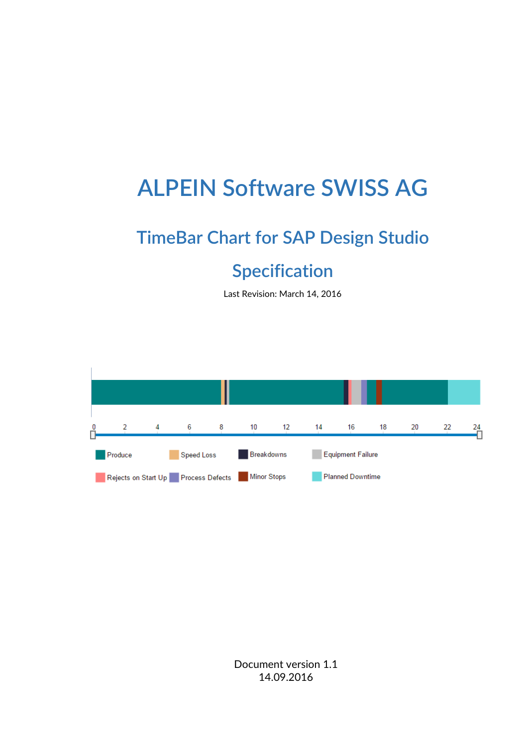# ALPEIN Software SWISS AG

## TimeBar Chart for SAP Design Studio

## Specification

Last Revision: March 14, 2016

0 2 4 6 8 10 12 14 16 18 20 22 24

Produce Speed Loss Breakdowns Equipment Failure

Rejects on Start Up Process Defects Minor Stops Planned Downtime

Document version 1.1
14.09.2016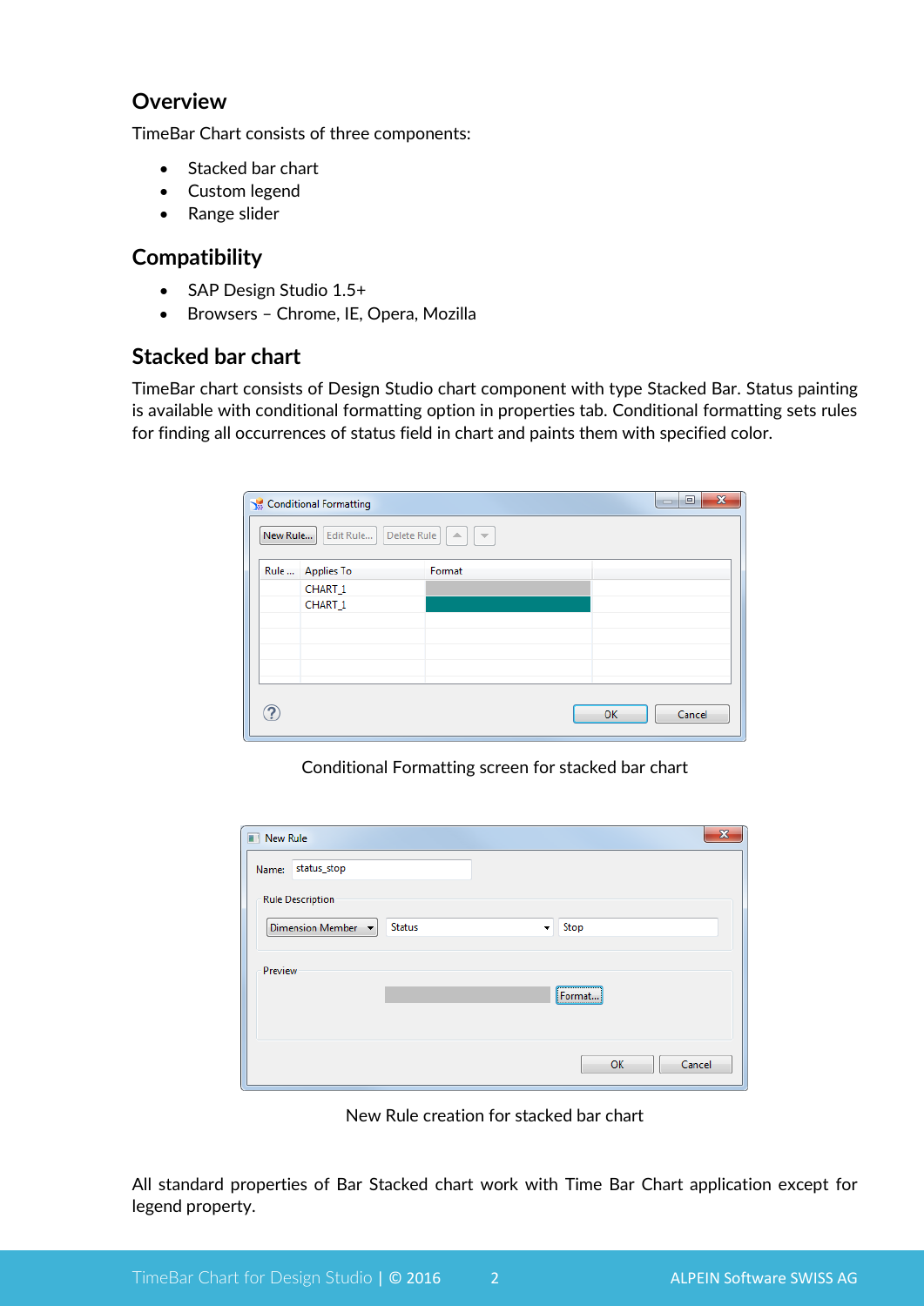## Overview

TimeBar Chart consists of three components:

- Stacked bar chart
- Custom legend
- Range slider

## Compatibility

- SAP Design Studio 1.5+
- Browsers – Chrome, IE, Opera, Mozilla

## Stacked bar chart

TimeBar chart consists of Design Studio chart component with type Stacked Bar. Status painting is available with conditional formatting option in properties tab. Conditional formatting sets rules for finding all occurrences of status field in chart and paints them with specified color.

Conditional Formatting screen for stacked bar chart

New Rule creation for stacked bar chart

All standard properties of Bar Stacked chart work with Time Bar Chart application except for legend property.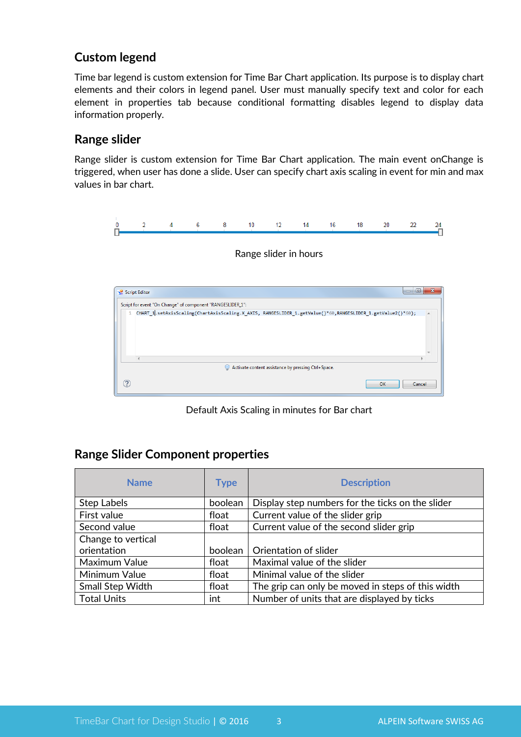## Custom legend

Time bar legend is custom extension for Time Bar Chart application. Its purpose is to display chart elements and their colors in legend panel. User must manually specify text and color for each element in properties tab because conditional formatting disables legend to display data information properly.

## Range slider

Range slider is custom extension for Time Bar Chart application. The main event onChange is triggered, when user has done a slide. User can specify chart axis scaling in event for min and max values in bar chart.

0 2 4 6 8 10 12 14 16 18 20 22 24

Range slider in hours

Script Editor

Script for event "On Change" of component "RANGESLIDER_1":

```
CHART_1.setAxisScaling(ChartAxisScaling.X_AXIS, RANGESLIDER_1.getValue()*60,RANGESLIDER_1.getValue2()*60);
```

Activate content assistance by pressing Ctrl+Space.

OK Cancel

Default Axis Scaling in minutes for Bar chart

## Range Slider Component properties

| Name | Type | Description |
|---|---|---|
| Step Labels | boolean | Display step numbers for the ticks on the slider |
| First value | float | Current value of the slider grip |
| Second value | float | Current value of the second slider grip |
| Change to vertical orientation | boolean | Orientation of slider |
| Maximum Value | float | Maximal value of the slider |
| Minimum Value | float | Minimal value of the slider |
| Small Step Width | float | The grip can only be moved in steps of this width |
| Total Units | int | Number of units that are displayed by ticks |